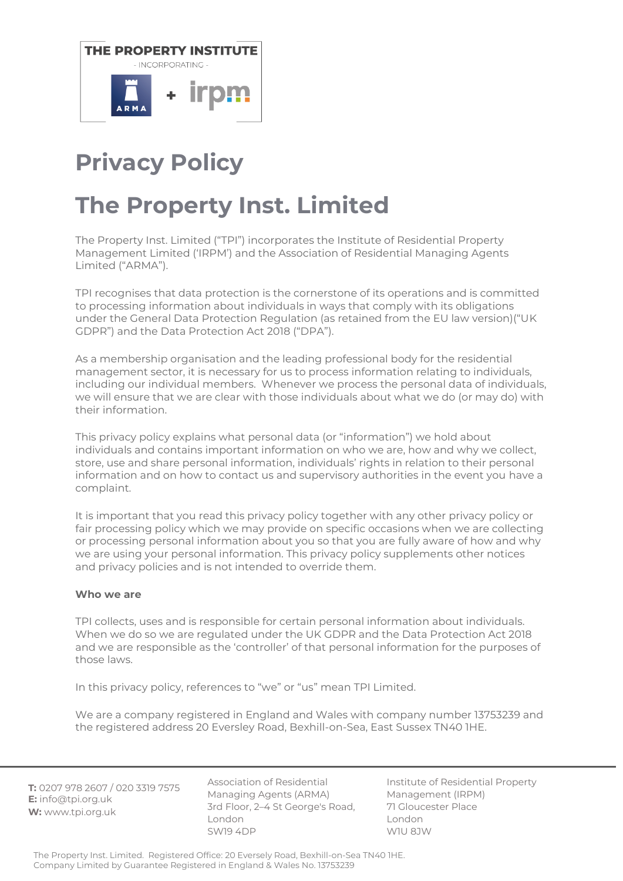THE PROPERTY INSTITUTE

- INCORPORATING -

ARMA + irpm

# Privacy Policy

# The Property Inst. Limited

The Property Inst. Limited ("TPI") incorporates the Institute of Residential Property Management Limited ('IRPM') and the Association of Residential Managing Agents Limited ("ARMA").

TPI recognises that data protection is the cornerstone of its operations and is committed to processing information about individuals in ways that comply with its obligations under the General Data Protection Regulation (as retained from the EU law version)("UK GDPR") and the Data Protection Act 2018 ("DPA").

As a membership organisation and the leading professional body for the residential management sector, it is necessary for us to process information relating to individuals, including our individual members. Whenever we process the personal data of individuals, we will ensure that we are clear with those individuals about what we do (or may do) with their information.

This privacy policy explains what personal data (or "information") we hold about individuals and contains important information on who we are, how and why we collect, store, use and share personal information, individuals' rights in relation to their personal information and on how to contact us and supervisory authorities in the event you have a complaint.

It is important that you read this privacy policy together with any other privacy policy or fair processing policy which we may provide on specific occasions when we are collecting or processing personal information about you so that you are fully aware of how and why we are using your personal information. This privacy policy supplements other notices and privacy policies and is not intended to override them.

**Who we are**

TPI collects, uses and is responsible for certain personal information about individuals. When we do so we are regulated under the UK GDPR and the Data Protection Act 2018 and we are responsible as the 'controller' of that personal information for the purposes of those laws.

In this privacy policy, references to "we" or "us" mean TPI Limited.

We are a company registered in England and Wales with company number 13753239 and the registered address 20 Eversley Road, Bexhill-on-Sea, East Sussex TN40 1HE.

**T:** 0207 978 2607 / 020 3319 7575
**E:** info@tpi.org.uk
**W:** www.tpi.org.uk

Association of Residential Managing Agents (ARMA)
3rd Floor, 2–4 St George's Road,
London
SW19 4DP

Institute of Residential Property Management (IRPM)
71 Gloucester Place
London
W1U 8JW

The Property Inst. Limited. Registered Office: 20 Eversely Road, Bexhill-on-Sea TN40 1HE.
Company Limited by Guarantee Registered in England & Wales No. 13753239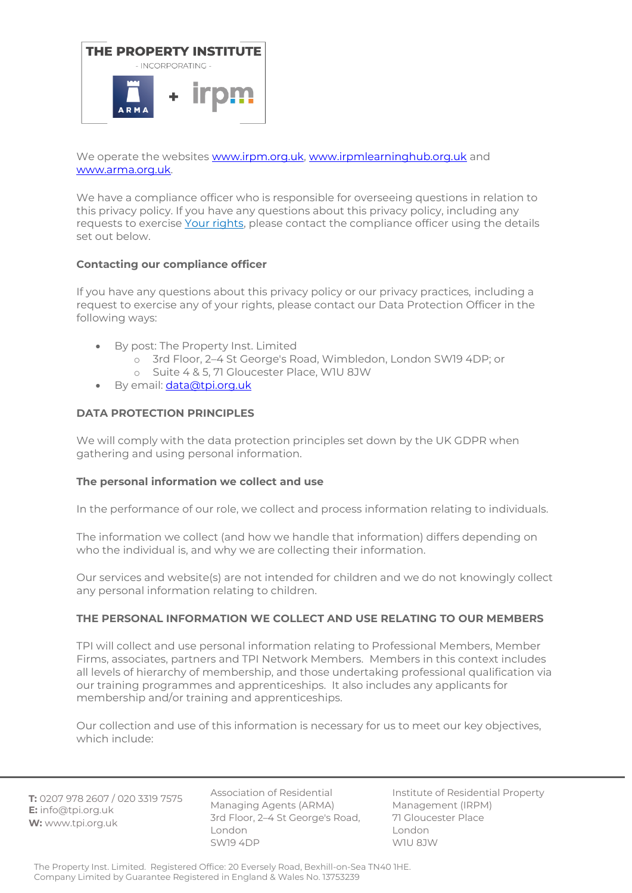We operate the websites [www.irpm.org.uk](http://www.irpm.org.uk), [www.irpmlearninghub.org.uk](http://www.irpmlearninghub.org.uk) and [www.arma.org.uk](http://www.arma.org.uk).

We have a compliance officer who is responsible for overseeing questions in relation to this privacy policy. If you have any questions about this privacy policy, including any requests to exercise Your rights, please contact the compliance officer using the details set out below.

**Contacting our compliance officer**

If you have any questions about this privacy policy or our privacy practices, including a request to exercise any of your rights, please contact our Data Protection Officer in the following ways:

- By post: The Property Inst. Limited
  - 3rd Floor, 2–4 St George's Road, Wimbledon, London SW19 4DP; or
  - Suite 4 & 5, 71 Gloucester Place, W1U 8JW
- By email: [data@tpi.org.uk](mailto:data@tpi.org.uk)

**DATA PROTECTION PRINCIPLES**

We will comply with the data protection principles set down by the UK GDPR when gathering and using personal information.

**The personal information we collect and use**

In the performance of our role, we collect and process information relating to individuals.

The information we collect (and how we handle that information) differs depending on who the individual is, and why we are collecting their information.

Our services and website(s) are not intended for children and we do not knowingly collect any personal information relating to children.

**THE PERSONAL INFORMATION WE COLLECT AND USE RELATING TO OUR MEMBERS**

TPI will collect and use personal information relating to Professional Members, Member Firms, associates, partners and TPI Network Members. Members in this context includes all levels of hierarchy of membership, and those undertaking professional qualification via our training programmes and apprenticeships. It also includes any applicants for membership and/or training and apprenticeships.

Our collection and use of this information is necessary for us to meet our key objectives, which include: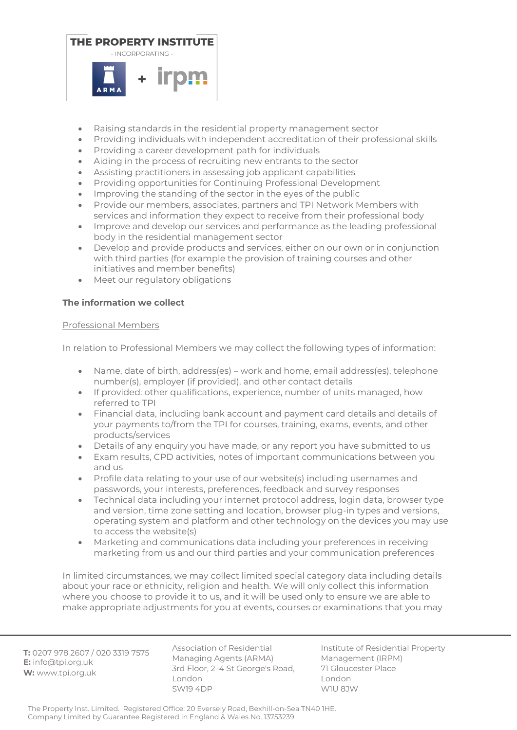- Raising standards in the residential property management sector
- Providing individuals with independent accreditation of their professional skills
- Providing a career development path for individuals
- Aiding in the process of recruiting new entrants to the sector
- Assisting practitioners in assessing job applicant capabilities
- Providing opportunities for Continuing Professional Development
- Improving the standing of the sector in the eyes of the public
- Provide our members, associates, partners and TPI Network Members with services and information they expect to receive from their professional body
- Improve and develop our services and performance as the leading professional body in the residential management sector
- Develop and provide products and services, either on our own or in conjunction with third parties (for example the provision of training courses and other initiatives and member benefits)
- Meet our regulatory obligations

**The information we collect**

Professional Members

In relation to Professional Members we may collect the following types of information:

- Name, date of birth, address(es) – work and home, email address(es), telephone number(s), employer (if provided), and other contact details
- If provided: other qualifications, experience, number of units managed, how referred to TPI
- Financial data, including bank account and payment card details and details of your payments to/from the TPI for courses, training, exams, events, and other products/services
- Details of any enquiry you have made, or any report you have submitted to us
- Exam results, CPD activities, notes of important communications between you and us
- Profile data relating to your use of our website(s) including usernames and passwords, your interests, preferences, feedback and survey responses
- Technical data including your internet protocol address, login data, browser type and version, time zone setting and location, browser plug-in types and versions, operating system and platform and other technology on the devices you may use to access the website(s)
- Marketing and communications data including your preferences in receiving marketing from us and our third parties and your communication preferences

In limited circumstances, we may collect limited special category data including details about your race or ethnicity, religion and health. We will only collect this information where you choose to provide it to us, and it will be used only to ensure we are able to make appropriate adjustments for you at events, courses or examinations that you may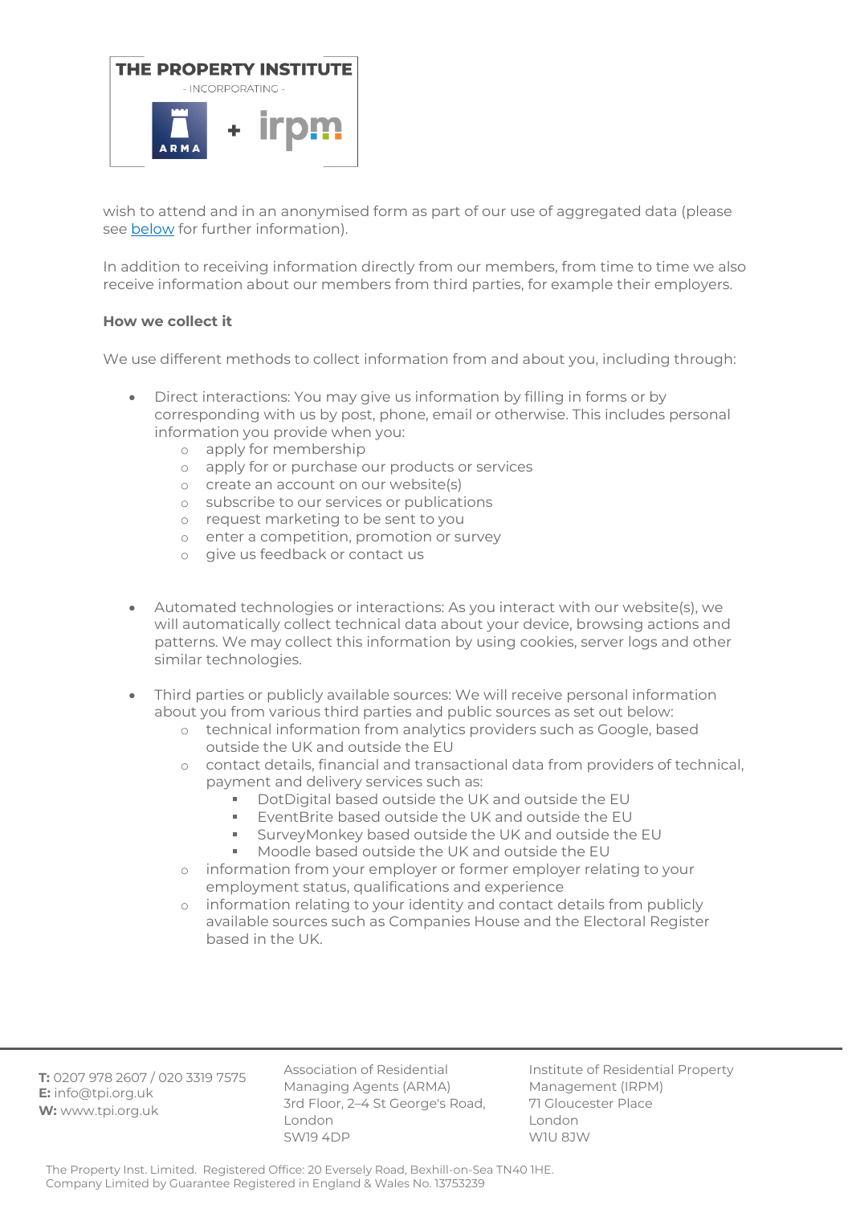wish to attend and in an anonymised form as part of our use of aggregated data (please see below for further information).

In addition to receiving information directly from our members, from time to time we also receive information about our members from third parties, for example their employers.

**How we collect it**

We use different methods to collect information from and about you, including through:

- Direct interactions: You may give us information by filling in forms or by corresponding with us by post, phone, email or otherwise. This includes personal information you provide when you:
  - apply for membership
  - apply for or purchase our products or services
  - create an account on our website(s)
  - subscribe to our services or publications
  - request marketing to be sent to you
  - enter a competition, promotion or survey
  - give us feedback or contact us

- Automated technologies or interactions: As you interact with our website(s), we will automatically collect technical data about your device, browsing actions and patterns. We may collect this information by using cookies, server logs and other similar technologies.

- Third parties or publicly available sources: We will receive personal information about you from various third parties and public sources as set out below:
  - technical information from analytics providers such as Google, based outside the UK and outside the EU
  - contact details, financial and transactional data from providers of technical, payment and delivery services such as:
    - DotDigital based outside the UK and outside the EU
    - EventBrite based outside the UK and outside the EU
    - SurveyMonkey based outside the UK and outside the EU
    - Moodle based outside the UK and outside the EU
  - information from your employer or former employer relating to your employment status, qualifications and experience
  - information relating to your identity and contact details from publicly available sources such as Companies House and the Electoral Register based in the UK.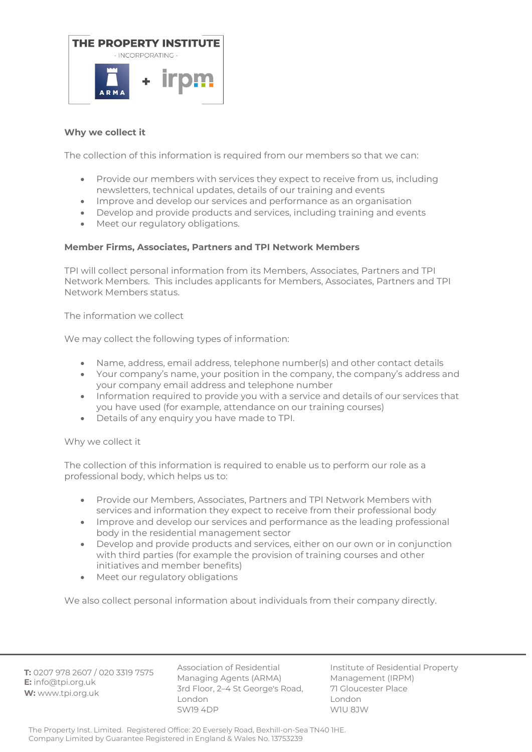**Why we collect it**

The collection of this information is required from our members so that we can:

- Provide our members with services they expect to receive from us, including newsletters, technical updates, details of our training and events
- Improve and develop our services and performance as an organisation
- Develop and provide products and services, including training and events
- Meet our regulatory obligations.

**Member Firms, Associates, Partners and TPI Network Members**

TPI will collect personal information from its Members, Associates, Partners and TPI Network Members. This includes applicants for Members, Associates, Partners and TPI Network Members status.

The information we collect

We may collect the following types of information:

- Name, address, email address, telephone number(s) and other contact details
- Your company's name, your position in the company, the company's address and your company email address and telephone number
- Information required to provide you with a service and details of our services that you have used (for example, attendance on our training courses)
- Details of any enquiry you have made to TPI.

Why we collect it

The collection of this information is required to enable us to perform our role as a professional body, which helps us to:

- Provide our Members, Associates, Partners and TPI Network Members with services and information they expect to receive from their professional body
- Improve and develop our services and performance as the leading professional body in the residential management sector
- Develop and provide products and services, either on our own or in conjunction with third parties (for example the provision of training courses and other initiatives and member benefits)
- Meet our regulatory obligations

We also collect personal information about individuals from their company directly.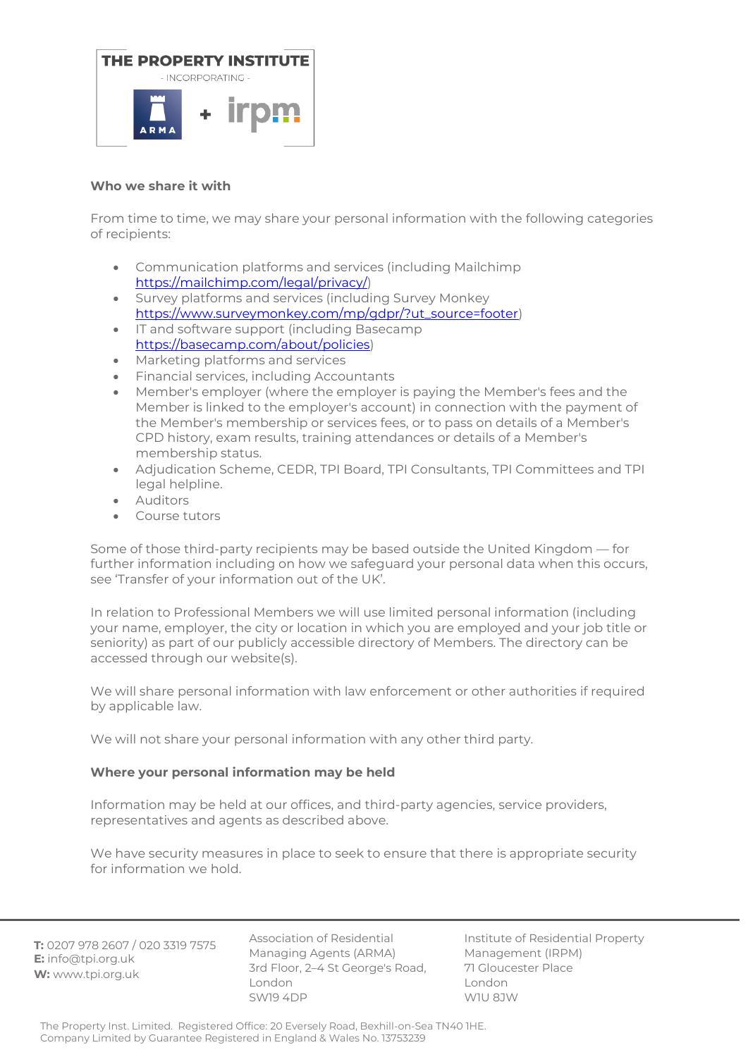**Who we share it with**

From time to time, we may share your personal information with the following categories of recipients:

- Communication platforms and services (including Mailchimp https://mailchimp.com/legal/privacy/)
- Survey platforms and services (including Survey Monkey https://www.surveymonkey.com/mp/gdpr/?ut_source=footer)
- IT and software support (including Basecamp https://basecamp.com/about/policies)
- Marketing platforms and services
- Financial services, including Accountants
- Member's employer (where the employer is paying the Member's fees and the Member is linked to the employer's account) in connection with the payment of the Member's membership or services fees, or to pass on details of a Member's CPD history, exam results, training attendances or details of a Member's membership status.
- Adjudication Scheme, CEDR, TPI Board, TPI Consultants, TPI Committees and TPI legal helpline.
- Auditors
- Course tutors

Some of those third-party recipients may be based outside the United Kingdom — for further information including on how we safeguard your personal data when this occurs, see 'Transfer of your information out of the UK'.

In relation to Professional Members we will use limited personal information (including your name, employer, the city or location in which you are employed and your job title or seniority) as part of our publicly accessible directory of Members. The directory can be accessed through our website(s).

We will share personal information with law enforcement or other authorities if required by applicable law.

We will not share your personal information with any other third party.

**Where your personal information may be held**

Information may be held at our offices, and third-party agencies, service providers, representatives and agents as described above.

We have security measures in place to seek to ensure that there is appropriate security for information we hold.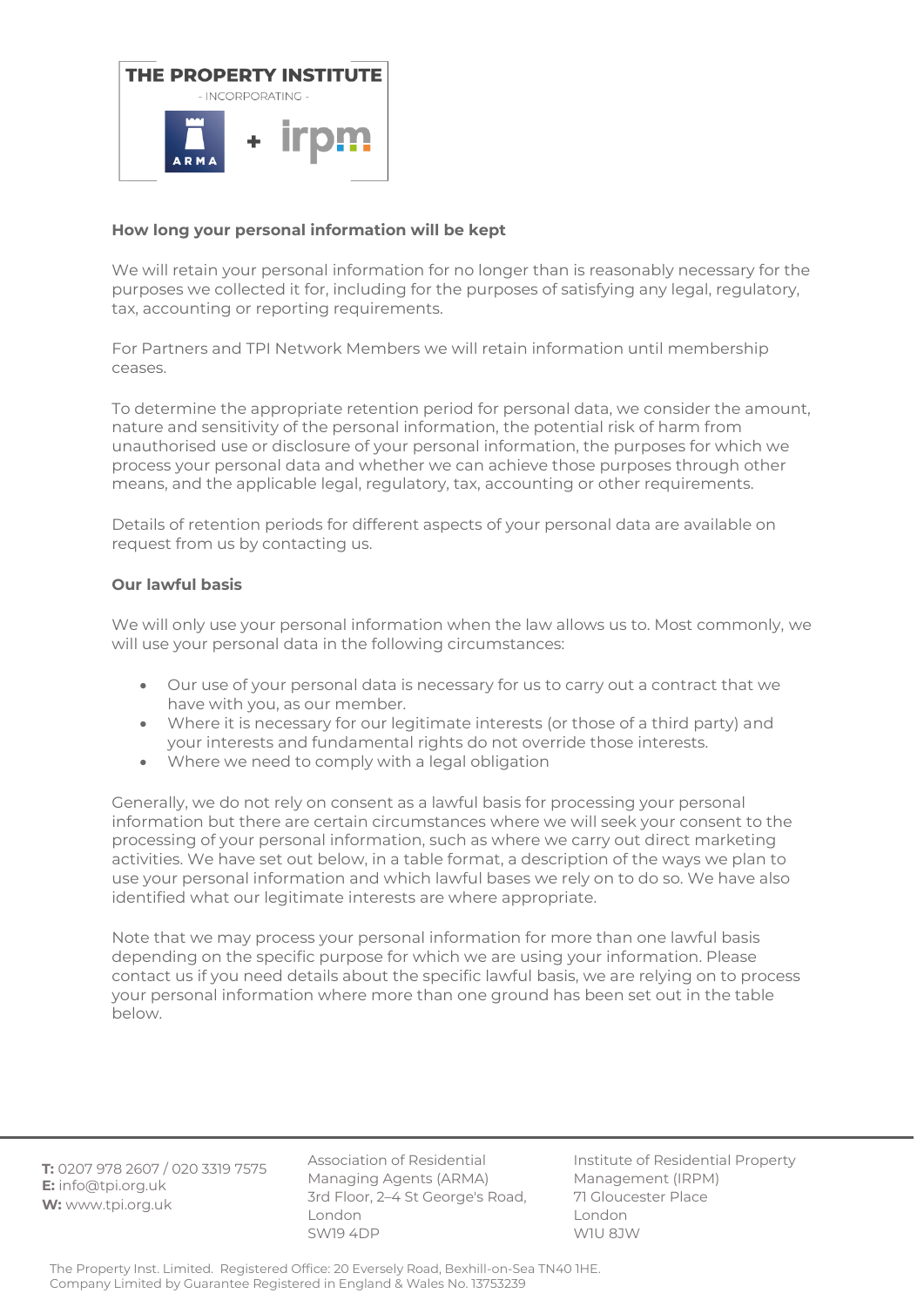### How long your personal information will be kept

We will retain your personal information for no longer than is reasonably necessary for the purposes we collected it for, including for the purposes of satisfying any legal, regulatory, tax, accounting or reporting requirements.

For Partners and TPI Network Members we will retain information until membership ceases.

To determine the appropriate retention period for personal data, we consider the amount, nature and sensitivity of the personal information, the potential risk of harm from unauthorised use or disclosure of your personal information, the purposes for which we process your personal data and whether we can achieve those purposes through other means, and the applicable legal, regulatory, tax, accounting or other requirements.

Details of retention periods for different aspects of your personal data are available on request from us by contacting us.

### Our lawful basis

We will only use your personal information when the law allows us to. Most commonly, we will use your personal data in the following circumstances:

- Our use of your personal data is necessary for us to carry out a contract that we have with you, as our member.
- Where it is necessary for our legitimate interests (or those of a third party) and your interests and fundamental rights do not override those interests.
- Where we need to comply with a legal obligation

Generally, we do not rely on consent as a lawful basis for processing your personal information but there are certain circumstances where we will seek your consent to the processing of your personal information, such as where we carry out direct marketing activities. We have set out below, in a table format, a description of the ways we plan to use your personal information and which lawful bases we rely on to do so. We have also identified what our legitimate interests are where appropriate.

Note that we may process your personal information for more than one lawful basis depending on the specific purpose for which we are using your information. Please contact us if you need details about the specific lawful basis, we are relying on to process your personal information where more than one ground has been set out in the table below.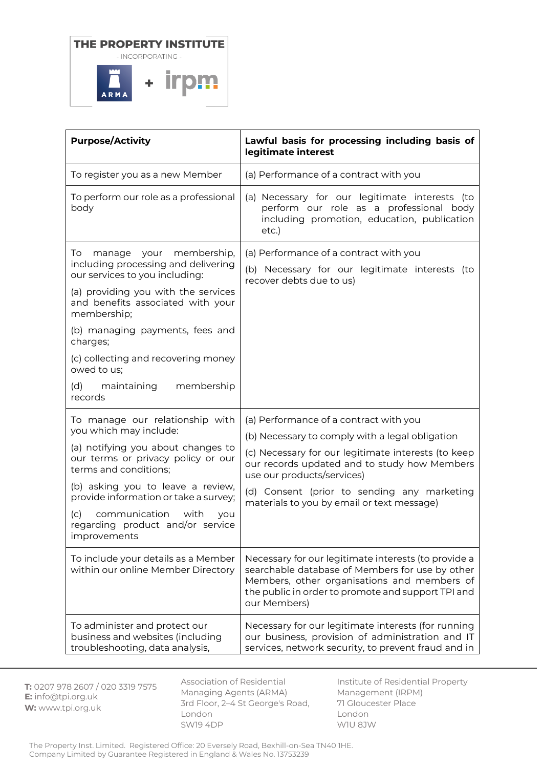| Purpose/Activity | Lawful basis for processing including basis of legitimate interest |
| --- | --- |
| To register you as a new Member | (a) Performance of a contract with you |
| To perform our role as a professional body | (a) Necessary for our legitimate interests (to perform our role as a professional body including promotion, education, publication etc.) |
| To manage your membership, including processing and delivering our services to you including:<br>(a) providing you with the services and benefits associated with your membership;<br>(b) managing payments, fees and charges;<br>(c) collecting and recovering money owed to us;<br>(d) maintaining membership records | (a) Performance of a contract with you<br>(b) Necessary for our legitimate interests (to recover debts due to us) |
| To manage our relationship with you which may include:<br>(a) notifying you about changes to our terms or privacy policy or our terms and conditions;<br>(b) asking you to leave a review, provide information or take a survey;<br>(c) communication with you regarding product and/or service improvements | (a) Performance of a contract with you<br>(b) Necessary to comply with a legal obligation<br>(c) Necessary for our legitimate interests (to keep our records updated and to study how Members use our products/services)<br>(d) Consent (prior to sending any marketing materials to you by email or text message) |
| To include your details as a Member within our online Member Directory | Necessary for our legitimate interests (to provide a searchable database of Members for use by other Members, other organisations and members of the public in order to promote and support TPI and our Members) |
| To administer and protect our business and websites (including troubleshooting, data analysis, | Necessary for our legitimate interests (for running our business, provision of administration and IT services, network security, to prevent fraud and in |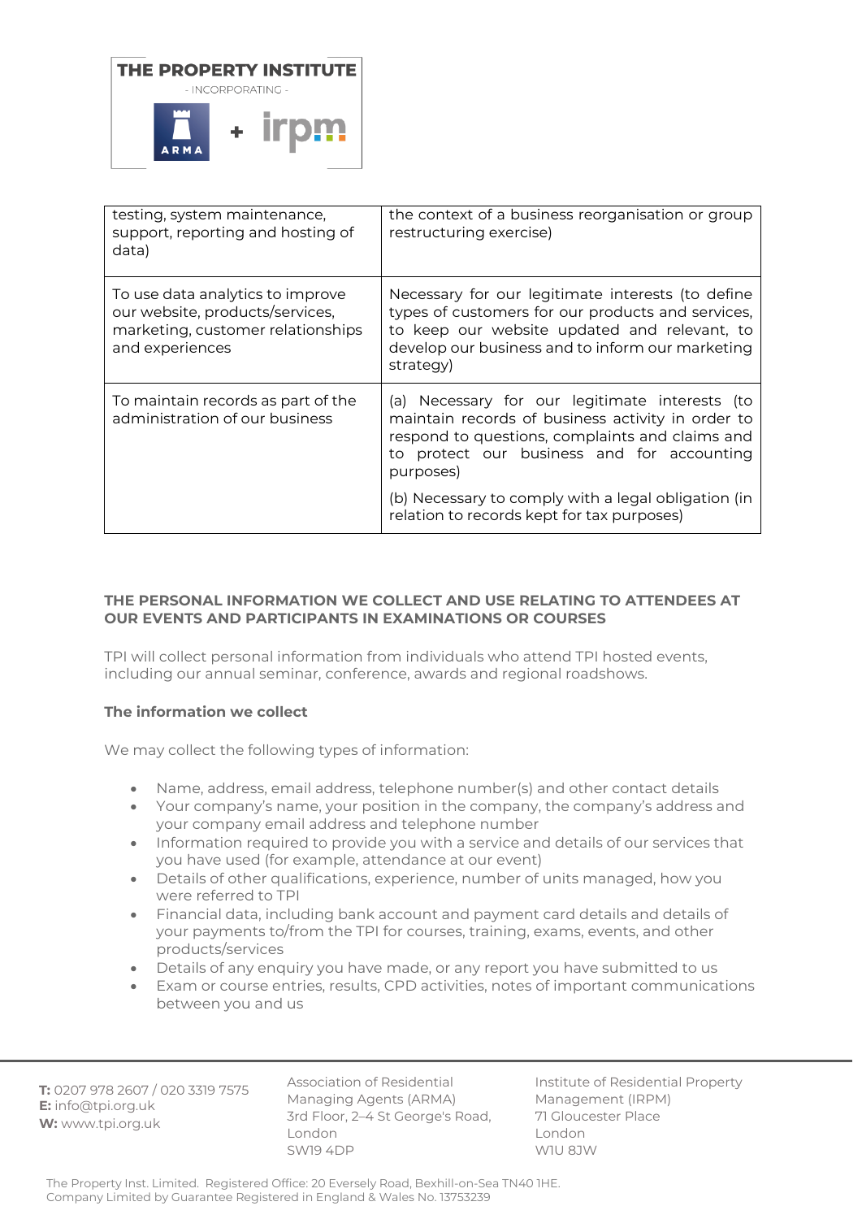| | |
|---|---|
| testing, system maintenance, support, reporting and hosting of data) | the context of a business reorganisation or group restructuring exercise) |
| To use data analytics to improve our website, products/services, marketing, customer relationships and experiences | Necessary for our legitimate interests (to define types of customers for our products and services, to keep our website updated and relevant, to develop our business and to inform our marketing strategy) |
| To maintain records as part of the administration of our business | (a) Necessary for our legitimate interests (to maintain records of business activity in order to respond to questions, complaints and claims and to protect our business and for accounting purposes)<br><br>(b) Necessary to comply with a legal obligation (in relation to records kept for tax purposes) |

## THE PERSONAL INFORMATION WE COLLECT AND USE RELATING TO ATTENDEES AT OUR EVENTS AND PARTICIPANTS IN EXAMINATIONS OR COURSES

TPI will collect personal information from individuals who attend TPI hosted events, including our annual seminar, conference, awards and regional roadshows.

### The information we collect

We may collect the following types of information:

- Name, address, email address, telephone number(s) and other contact details
- Your company's name, your position in the company, the company's address and your company email address and telephone number
- Information required to provide you with a service and details of our services that you have used (for example, attendance at our event)
- Details of other qualifications, experience, number of units managed, how you were referred to TPI
- Financial data, including bank account and payment card details and details of your payments to/from the TPI for courses, training, exams, events, and other products/services
- Details of any enquiry you have made, or any report you have submitted to us
- Exam or course entries, results, CPD activities, notes of important communications between you and us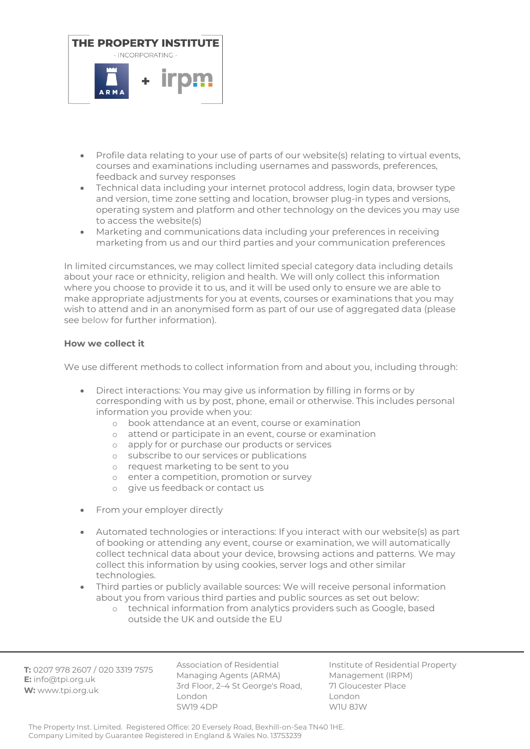- Profile data relating to your use of parts of our website(s) relating to virtual events, courses and examinations including usernames and passwords, preferences, feedback and survey responses
- Technical data including your internet protocol address, login data, browser type and version, time zone setting and location, browser plug-in types and versions, operating system and platform and other technology on the devices you may use to access the website(s)
- Marketing and communications data including your preferences in receiving marketing from us and our third parties and your communication preferences

In limited circumstances, we may collect limited special category data including details about your race or ethnicity, religion and health. We will only collect this information where you choose to provide it to us, and it will be used only to ensure we are able to make appropriate adjustments for you at events, courses or examinations that you may wish to attend and in an anonymised form as part of our use of aggregated data (please see below for further information).

**How we collect it**

We use different methods to collect information from and about you, including through:

- Direct interactions: You may give us information by filling in forms or by corresponding with us by post, phone, email or otherwise. This includes personal information you provide when you:
    - book attendance at an event, course or examination
    - attend or participate in an event, course or examination
    - apply for or purchase our products or services
    - subscribe to our services or publications
    - request marketing to be sent to you
    - enter a competition, promotion or survey
    - give us feedback or contact us

- From your employer directly

- Automated technologies or interactions: If you interact with our website(s) as part of booking or attending any event, course or examination, we will automatically collect technical data about your device, browsing actions and patterns. We may collect this information by using cookies, server logs and other similar technologies.
- Third parties or publicly available sources: We will receive personal information about you from various third parties and public sources as set out below:
    - technical information from analytics providers such as Google, based outside the UK and outside the EU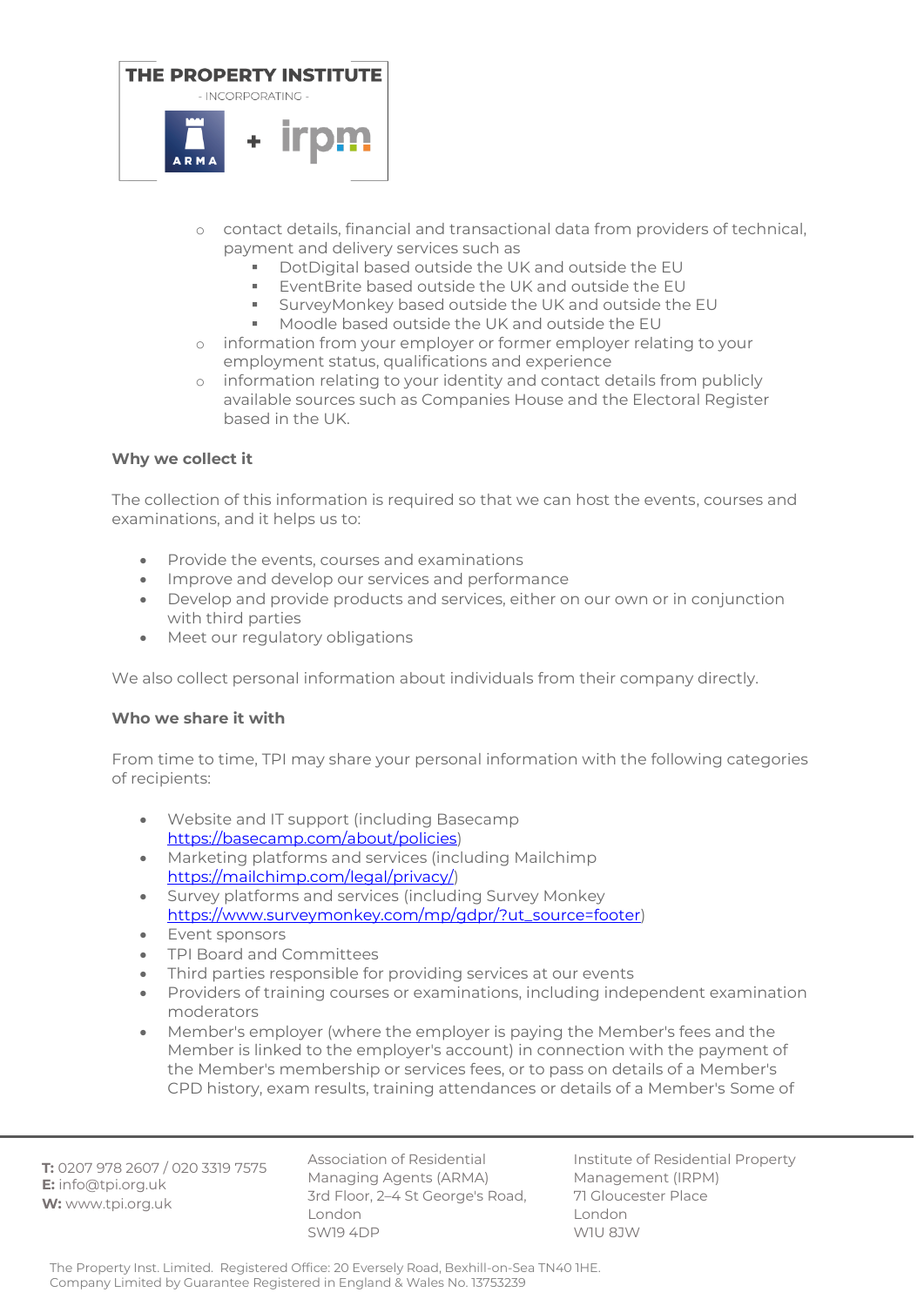- contact details, financial and transactional data from providers of technical, payment and delivery services such as
    - DotDigital based outside the UK and outside the EU
    - EventBrite based outside the UK and outside the EU
    - SurveyMonkey based outside the UK and outside the EU
    - Moodle based outside the UK and outside the EU
  - information from your employer or former employer relating to your employment status, qualifications and experience
  - information relating to your identity and contact details from publicly available sources such as Companies House and the Electoral Register based in the UK.

**Why we collect it**

The collection of this information is required so that we can host the events, courses and examinations, and it helps us to:

- Provide the events, courses and examinations
- Improve and develop our services and performance
- Develop and provide products and services, either on our own or in conjunction with third parties
- Meet our regulatory obligations

We also collect personal information about individuals from their company directly.

**Who we share it with**

From time to time, TPI may share your personal information with the following categories of recipients:

- Website and IT support (including Basecamp https://basecamp.com/about/policies)
- Marketing platforms and services (including Mailchimp https://mailchimp.com/legal/privacy/)
- Survey platforms and services (including Survey Monkey https://www.surveymonkey.com/mp/gdpr/?ut_source=footer)
- Event sponsors
- TPI Board and Committees
- Third parties responsible for providing services at our events
- Providers of training courses or examinations, including independent examination moderators
- Member's employer (where the employer is paying the Member's fees and the Member is linked to the employer's account) in connection with the payment of the Member's membership or services fees, or to pass on details of a Member's CPD history, exam results, training attendances or details of a Member's Some of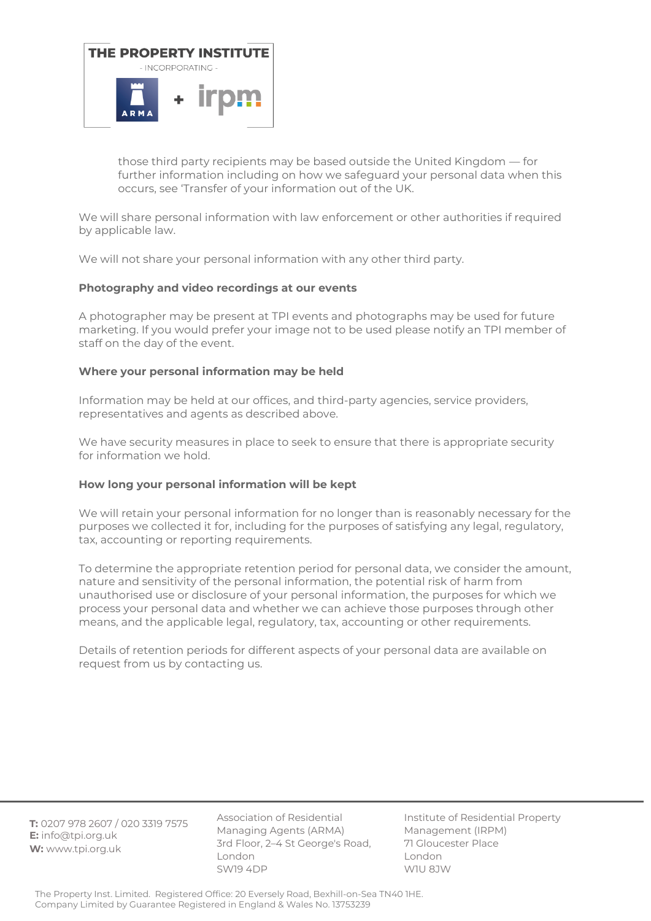those third party recipients may be based outside the United Kingdom — for further information including on how we safeguard your personal data when this occurs, see 'Transfer of your information out of the UK.

We will share personal information with law enforcement or other authorities if required by applicable law.

We will not share your personal information with any other third party.

**Photography and video recordings at our events**

A photographer may be present at TPI events and photographs may be used for future marketing. If you would prefer your image not to be used please notify an TPI member of staff on the day of the event.

**Where your personal information may be held**

Information may be held at our offices, and third-party agencies, service providers, representatives and agents as described above.

We have security measures in place to seek to ensure that there is appropriate security for information we hold.

**How long your personal information will be kept**

We will retain your personal information for no longer than is reasonably necessary for the purposes we collected it for, including for the purposes of satisfying any legal, regulatory, tax, accounting or reporting requirements.

To determine the appropriate retention period for personal data, we consider the amount, nature and sensitivity of the personal information, the potential risk of harm from unauthorised use or disclosure of your personal information, the purposes for which we process your personal data and whether we can achieve those purposes through other means, and the applicable legal, regulatory, tax, accounting or other requirements.

Details of retention periods for different aspects of your personal data are available on request from us by contacting us.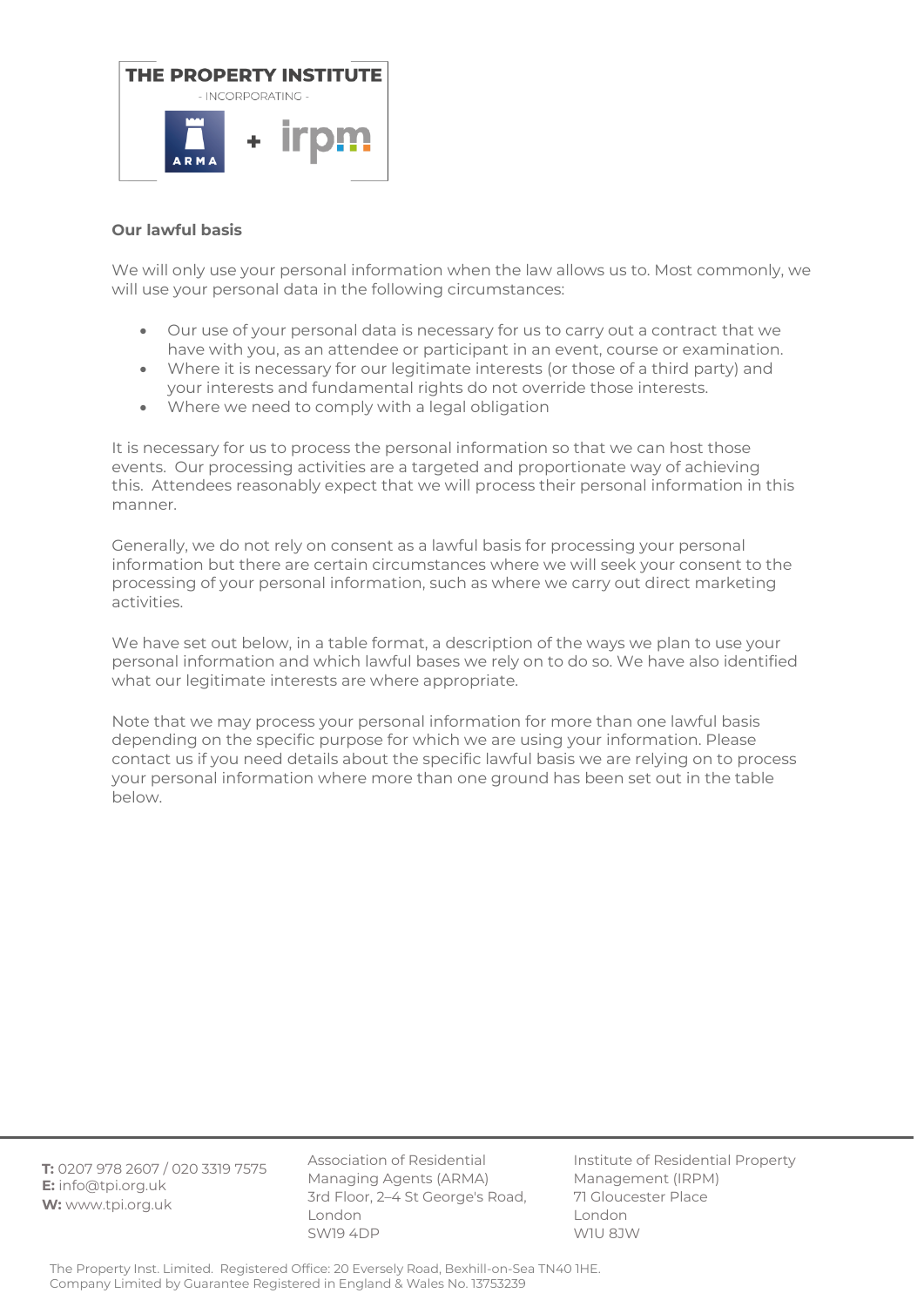**Our lawful basis**

We will only use your personal information when the law allows us to. Most commonly, we will use your personal data in the following circumstances:

- Our use of your personal data is necessary for us to carry out a contract that we have with you, as an attendee or participant in an event, course or examination.
- Where it is necessary for our legitimate interests (or those of a third party) and your interests and fundamental rights do not override those interests.
- Where we need to comply with a legal obligation

It is necessary for us to process the personal information so that we can host those events. Our processing activities are a targeted and proportionate way of achieving this. Attendees reasonably expect that we will process their personal information in this manner.

Generally, we do not rely on consent as a lawful basis for processing your personal information but there are certain circumstances where we will seek your consent to the processing of your personal information, such as where we carry out direct marketing activities.

We have set out below, in a table format, a description of the ways we plan to use your personal information and which lawful bases we rely on to do so. We have also identified what our legitimate interests are where appropriate.

Note that we may process your personal information for more than one lawful basis depending on the specific purpose for which we are using your information. Please contact us if you need details about the specific lawful basis we are relying on to process your personal information where more than one ground has been set out in the table below.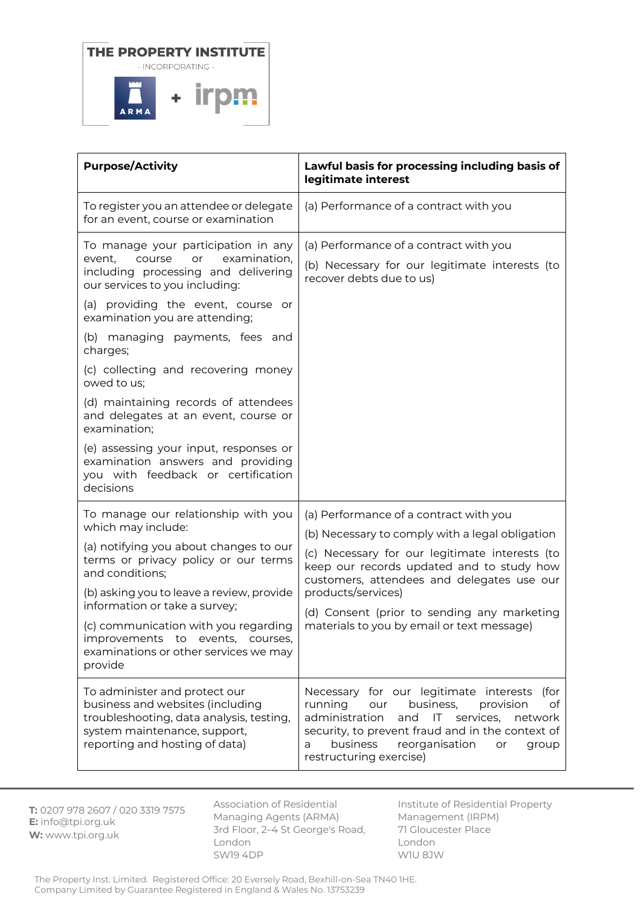| Purpose/Activity | Lawful basis for processing including basis of legitimate interest |
|---|---|
| To register you an attendee or delegate for an event, course or examination | (a) Performance of a contract with you |
| To manage your participation in any event, course or examination, including processing and delivering our services to you including:<br>(a) providing the event, course or examination you are attending;<br>(b) managing payments, fees and charges;<br>(c) collecting and recovering money owed to us;<br>(d) maintaining records of attendees and delegates at an event, course or examination;<br>(e) assessing your input, responses or examination answers and providing you with feedback or certification decisions | (a) Performance of a contract with you<br>(b) Necessary for our legitimate interests (to recover debts due to us) |
| To manage our relationship with you which may include:<br>(a) notifying you about changes to our terms or privacy policy or our terms and conditions;<br>(b) asking you to leave a review, provide information or take a survey;<br>(c) communication with you regarding improvements to events, courses, examinations or other services we may provide | (a) Performance of a contract with you<br>(b) Necessary to comply with a legal obligation<br>(c) Necessary for our legitimate interests (to keep our records updated and to study how customers, attendees and delegates use our products/services)<br>(d) Consent (prior to sending any marketing materials to you by email or text message) |
| To administer and protect our business and websites (including troubleshooting, data analysis, testing, system maintenance, support, reporting and hosting of data) | Necessary for our legitimate interests (for running our business, provision of administration and IT services, network security, to prevent fraud and in the context of a business reorganisation or group restructuring exercise) |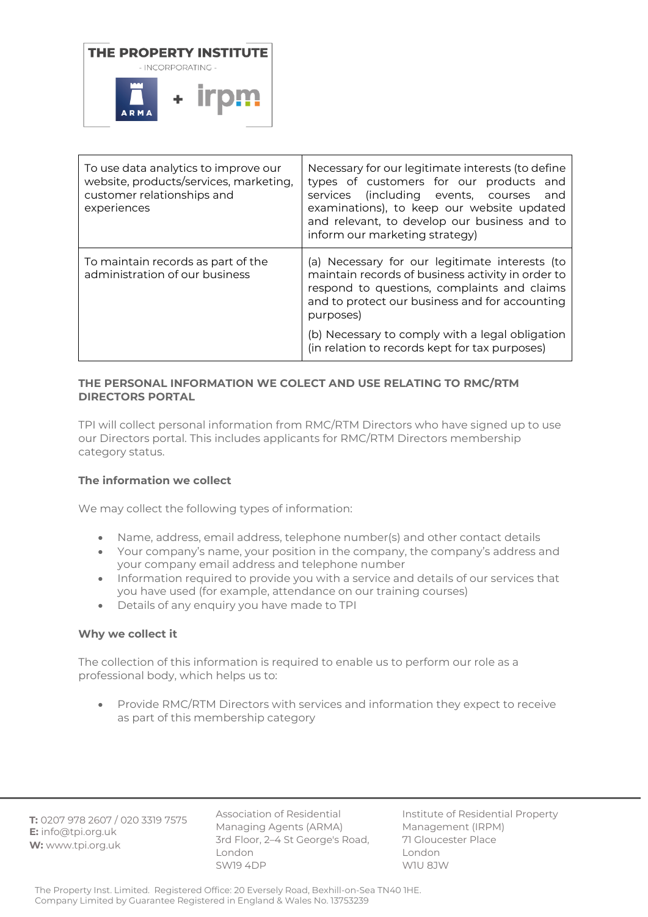| To use data analytics to improve our website, products/services, marketing, customer relationships and experiences | Necessary for our legitimate interests (to define types of customers for our products and services (including events, courses and examinations), to keep our website updated and relevant, to develop our business and to inform our marketing strategy) |
|---|---|
| To maintain records as part of the administration of our business | (a) Necessary for our legitimate interests (to maintain records of business activity in order to respond to questions, complaints and claims and to protect our business and for accounting purposes)<br><br>(b) Necessary to comply with a legal obligation (in relation to records kept for tax purposes) |

## THE PERSONAL INFORMATION WE COLECT AND USE RELATING TO RMC/RTM DIRECTORS PORTAL

TPI will collect personal information from RMC/RTM Directors who have signed up to use our Directors portal. This includes applicants for RMC/RTM Directors membership category status.

### The information we collect

We may collect the following types of information:

- Name, address, email address, telephone number(s) and other contact details
- Your company's name, your position in the company, the company's address and your company email address and telephone number
- Information required to provide you with a service and details of our services that you have used (for example, attendance on our training courses)
- Details of any enquiry you have made to TPI

### Why we collect it

The collection of this information is required to enable us to perform our role as a professional body, which helps us to:

- Provide RMC/RTM Directors with services and information they expect to receive as part of this membership category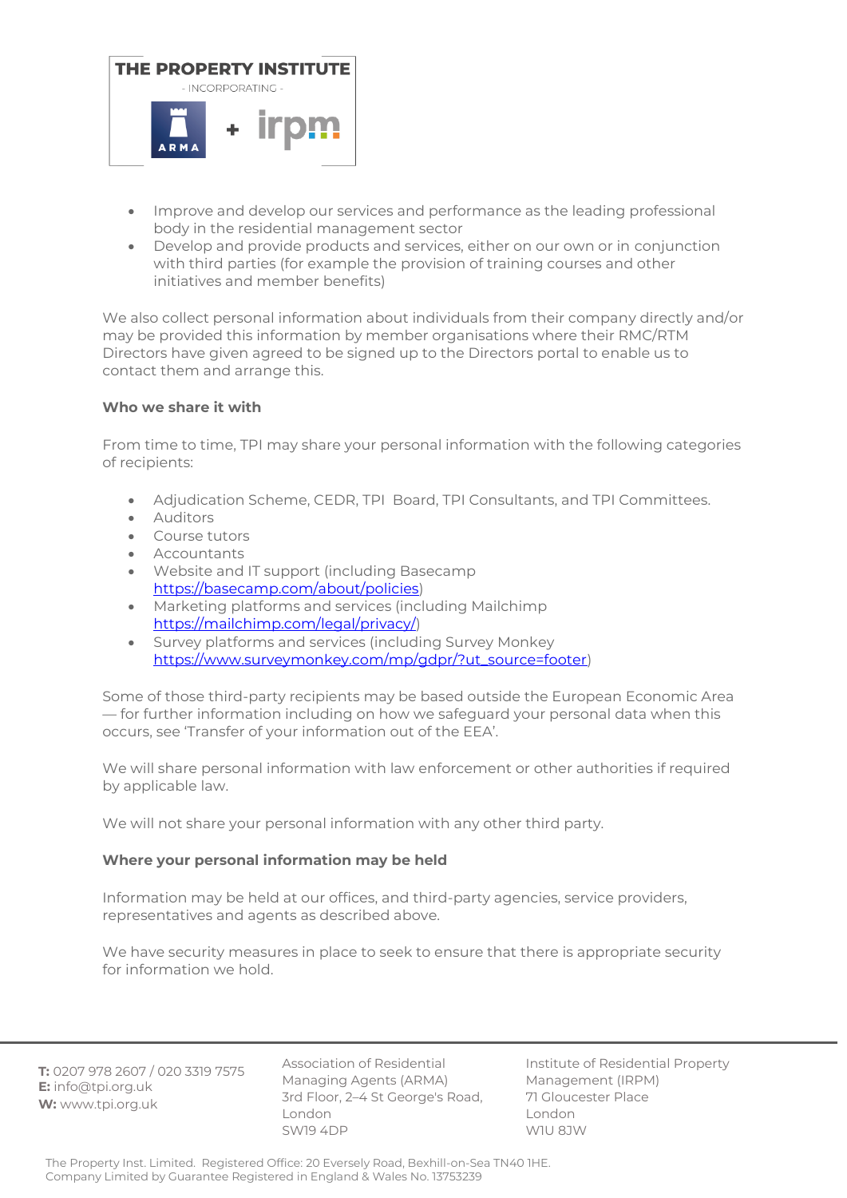- Improve and develop our services and performance as the leading professional body in the residential management sector
- Develop and provide products and services, either on our own or in conjunction with third parties (for example the provision of training courses and other initiatives and member benefits)

We also collect personal information about individuals from their company directly and/or may be provided this information by member organisations where their RMC/RTM Directors have given agreed to be signed up to the Directors portal to enable us to contact them and arrange this.

**Who we share it with**

From time to time, TPI may share your personal information with the following categories of recipients:

- Adjudication Scheme, CEDR, TPI Board, TPI Consultants, and TPI Committees.
- Auditors
- Course tutors
- Accountants
- Website and IT support (including Basecamp https://basecamp.com/about/policies)
- Marketing platforms and services (including Mailchimp https://mailchimp.com/legal/privacy/)
- Survey platforms and services (including Survey Monkey https://www.surveymonkey.com/mp/gdpr/?ut_source=footer)

Some of those third-party recipients may be based outside the European Economic Area — for further information including on how we safeguard your personal data when this occurs, see 'Transfer of your information out of the EEA'.

We will share personal information with law enforcement or other authorities if required by applicable law.

We will not share your personal information with any other third party.

**Where your personal information may be held**

Information may be held at our offices, and third-party agencies, service providers, representatives and agents as described above.

We have security measures in place to seek to ensure that there is appropriate security for information we hold.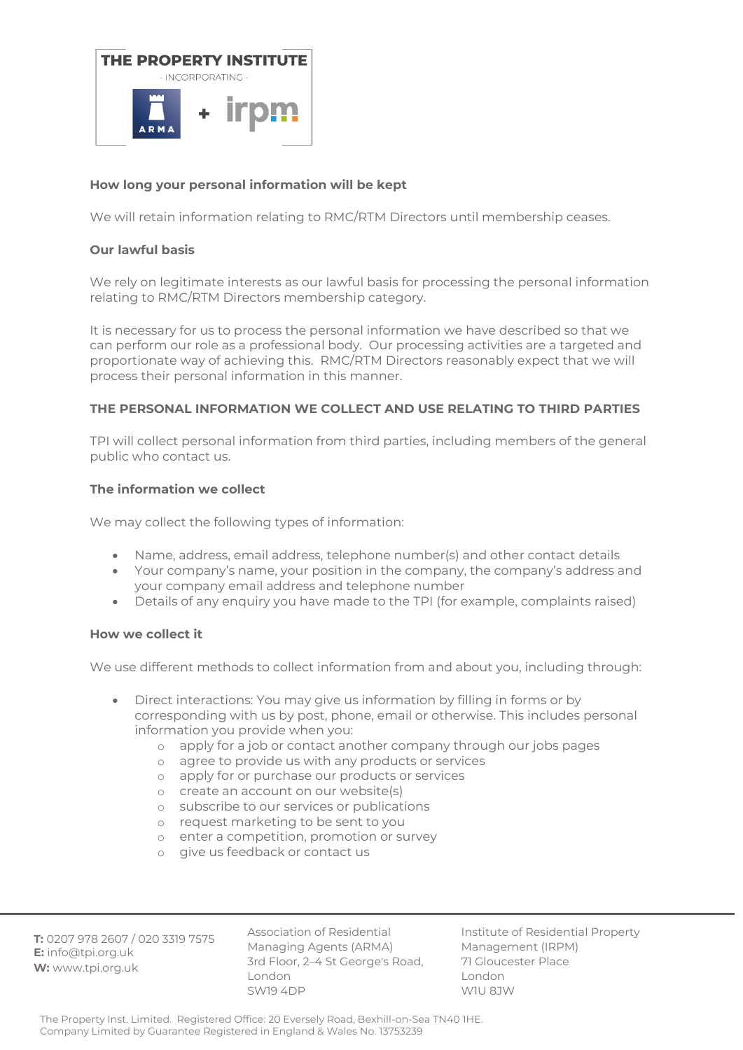### How long your personal information will be kept

We will retain information relating to RMC/RTM Directors until membership ceases.

### Our lawful basis

We rely on legitimate interests as our lawful basis for processing the personal information relating to RMC/RTM Directors membership category.

It is necessary for us to process the personal information we have described so that we can perform our role as a professional body. Our processing activities are a targeted and proportionate way of achieving this. RMC/RTM Directors reasonably expect that we will process their personal information in this manner.

## THE PERSONAL INFORMATION WE COLLECT AND USE RELATING TO THIRD PARTIES

TPI will collect personal information from third parties, including members of the general public who contact us.

### The information we collect

We may collect the following types of information:

- Name, address, email address, telephone number(s) and other contact details
- Your company's name, your position in the company, the company's address and your company email address and telephone number
- Details of any enquiry you have made to the TPI (for example, complaints raised)

### How we collect it

We use different methods to collect information from and about you, including through:

- Direct interactions: You may give us information by filling in forms or by corresponding with us by post, phone, email or otherwise. This includes personal information you provide when you:
  - apply for a job or contact another company through our jobs pages
  - agree to provide us with any products or services
  - apply for or purchase our products or services
  - create an account on our website(s)
  - subscribe to our services or publications
  - request marketing to be sent to you
  - enter a competition, promotion or survey
  - give us feedback or contact us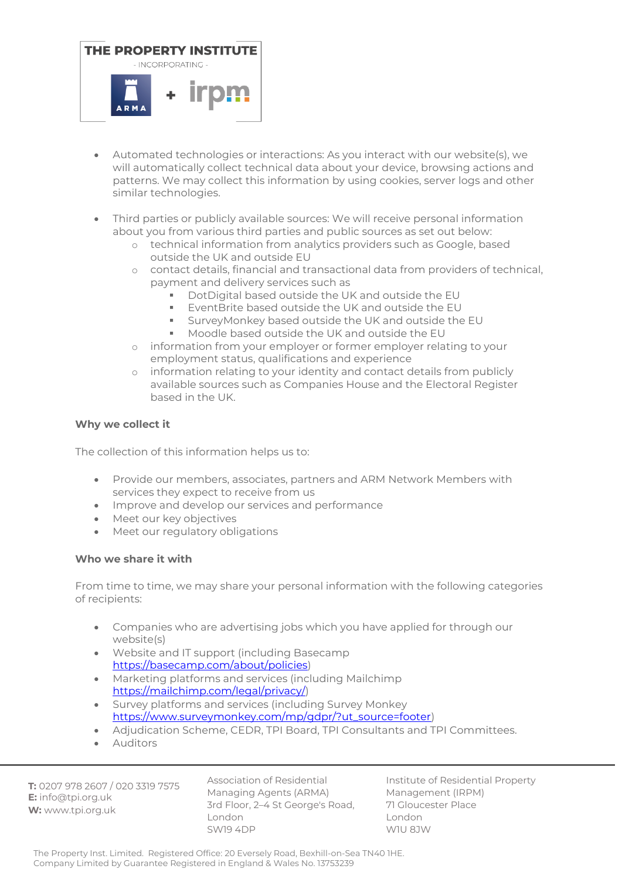- Automated technologies or interactions: As you interact with our website(s), we will automatically collect technical data about your device, browsing actions and patterns. We may collect this information by using cookies, server logs and other similar technologies.

- Third parties or publicly available sources: We will receive personal information about you from various third parties and public sources as set out below:
  - technical information from analytics providers such as Google, based outside the UK and outside EU
  - contact details, financial and transactional data from providers of technical, payment and delivery services such as
    - DotDigital based outside the UK and outside the EU
    - EventBrite based outside the UK and outside the EU
    - SurveyMonkey based outside the UK and outside the EU
    - Moodle based outside the UK and outside the EU
  - information from your employer or former employer relating to your employment status, qualifications and experience
  - information relating to your identity and contact details from publicly available sources such as Companies House and the Electoral Register based in the UK.

**Why we collect it**

The collection of this information helps us to:

- Provide our members, associates, partners and ARM Network Members with services they expect to receive from us
- Improve and develop our services and performance
- Meet our key objectives
- Meet our regulatory obligations

**Who we share it with**

From time to time, we may share your personal information with the following categories of recipients:

- Companies who are advertising jobs which you have applied for through our website(s)
- Website and IT support (including Basecamp https://basecamp.com/about/policies)
- Marketing platforms and services (including Mailchimp https://mailchimp.com/legal/privacy/)
- Survey platforms and services (including Survey Monkey https://www.surveymonkey.com/mp/gdpr/?ut_source=footer)
- Adjudication Scheme, CEDR, TPI Board, TPI Consultants and TPI Committees.
- Auditors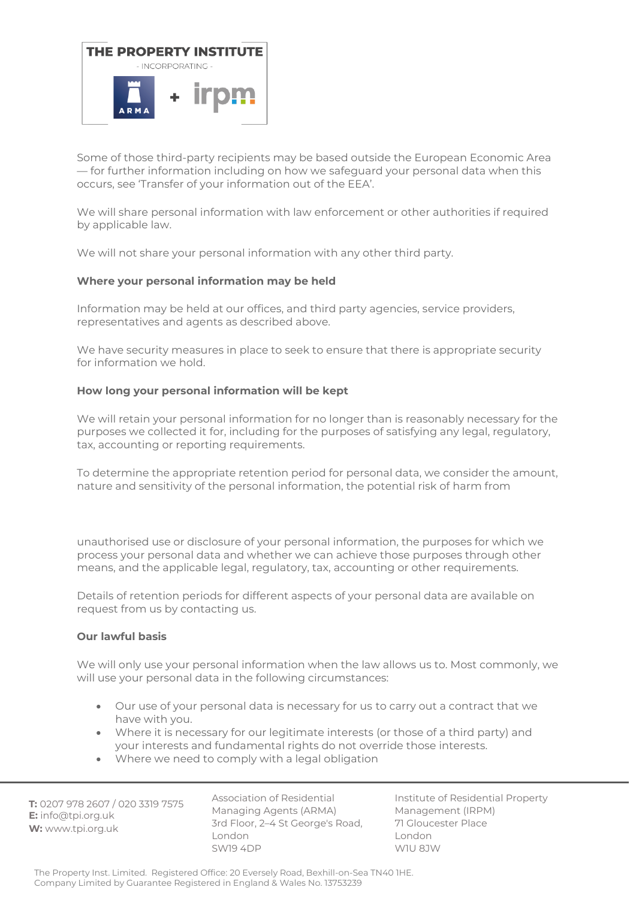Some of those third-party recipients may be based outside the European Economic Area — for further information including on how we safeguard your personal data when this occurs, see 'Transfer of your information out of the EEA'.

We will share personal information with law enforcement or other authorities if required by applicable law.

We will not share your personal information with any other third party.

**Where your personal information may be held**

Information may be held at our offices, and third party agencies, service providers, representatives and agents as described above.

We have security measures in place to seek to ensure that there is appropriate security for information we hold.

**How long your personal information will be kept**

We will retain your personal information for no longer than is reasonably necessary for the purposes we collected it for, including for the purposes of satisfying any legal, regulatory, tax, accounting or reporting requirements.

To determine the appropriate retention period for personal data, we consider the amount, nature and sensitivity of the personal information, the potential risk of harm from unauthorised use or disclosure of your personal information, the purposes for which we process your personal data and whether we can achieve those purposes through other means, and the applicable legal, regulatory, tax, accounting or other requirements.

Details of retention periods for different aspects of your personal data are available on request from us by contacting us.

**Our lawful basis**

We will only use your personal information when the law allows us to. Most commonly, we will use your personal data in the following circumstances:

- Our use of your personal data is necessary for us to carry out a contract that we have with you.
- Where it is necessary for our legitimate interests (or those of a third party) and your interests and fundamental rights do not override those interests.
- Where we need to comply with a legal obligation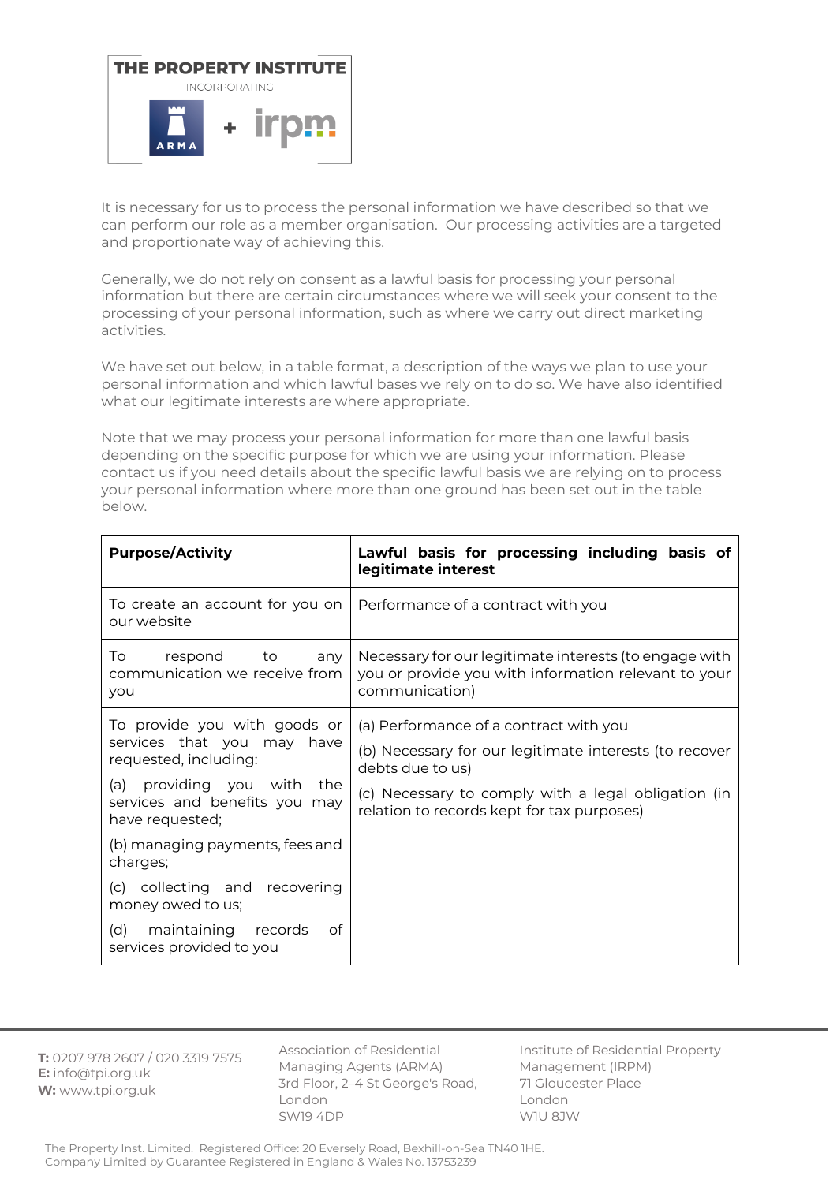It is necessary for us to process the personal information we have described so that we can perform our role as a member organisation. Our processing activities are a targeted and proportionate way of achieving this.

Generally, we do not rely on consent as a lawful basis for processing your personal information but there are certain circumstances where we will seek your consent to the processing of your personal information, such as where we carry out direct marketing activities.

We have set out below, in a table format, a description of the ways we plan to use your personal information and which lawful bases we rely on to do so. We have also identified what our legitimate interests are where appropriate.

Note that we may process your personal information for more than one lawful basis depending on the specific purpose for which we are using your information. Please contact us if you need details about the specific lawful basis we are relying on to process your personal information where more than one ground has been set out in the table below.

| **Purpose/Activity** | **Lawful basis for processing including basis of legitimate interest** |
|---|---|
| To create an account for you on our website | Performance of a contract with you |
| To respond to any communication we receive from you | Necessary for our legitimate interests (to engage with you or provide you with information relevant to your communication) |
| To provide you with goods or services that you may have requested, including:<br><br>(a) providing you with the services and benefits you may have requested;<br><br>(b) managing payments, fees and charges;<br><br>(c) collecting and recovering money owed to us;<br><br>(d) maintaining records of services provided to you | (a) Performance of a contract with you<br><br>(b) Necessary for our legitimate interests (to recover debts due to us)<br><br>(c) Necessary to comply with a legal obligation (in relation to records kept for tax purposes) |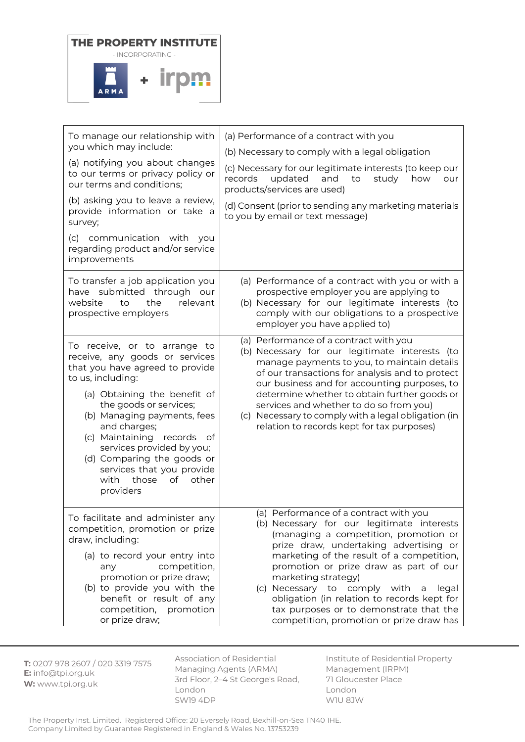| | |
|---|---|
| To manage our relationship with you which may include:<br>(a) notifying you about changes to our terms or privacy policy or our terms and conditions;<br>(b) asking you to leave a review, provide information or take a survey;<br>(c) communication with you regarding product and/or service improvements | (a) Performance of a contract with you<br>(b) Necessary to comply with a legal obligation<br>(c) Necessary for our legitimate interests (to keep our records updated and to study how our products/services are used)<br>(d) Consent (prior to sending any marketing materials to you by email or text message) |
| To transfer a job application you have submitted through our website to the relevant prospective employers | (a) Performance of a contract with you or with a prospective employer you are applying to<br>(b) Necessary for our legitimate interests (to comply with our obligations to a prospective employer you have applied to) |
| To receive, or to arrange to receive, any goods or services that you have agreed to provide to us, including:<br>(a) Obtaining the benefit of the goods or services;<br>(b) Managing payments, fees and charges;<br>(c) Maintaining records of services provided by you;<br>(d) Comparing the goods or services that you provide with those of other providers | (a) Performance of a contract with you<br>(b) Necessary for our legitimate interests (to manage payments to you, to maintain details of our transactions for analysis and to protect our business and for accounting purposes, to determine whether to obtain further goods or services and whether to do so from you)<br>(c) Necessary to comply with a legal obligation (in relation to records kept for tax purposes) |
| To facilitate and administer any competition, promotion or prize draw, including:<br>(a) to record your entry into any competition, promotion or prize draw;<br>(b) to provide you with the benefit or result of any competition, promotion or prize draw; | (a) Performance of a contract with you<br>(b) Necessary for our legitimate interests (managing a competition, promotion or prize draw, undertaking advertising or marketing of the result of a competition, promotion or prize draw as part of our marketing strategy)<br>(c) Necessary to comply with a legal obligation (in relation to records kept for tax purposes or to demonstrate that the competition, promotion or prize draw has |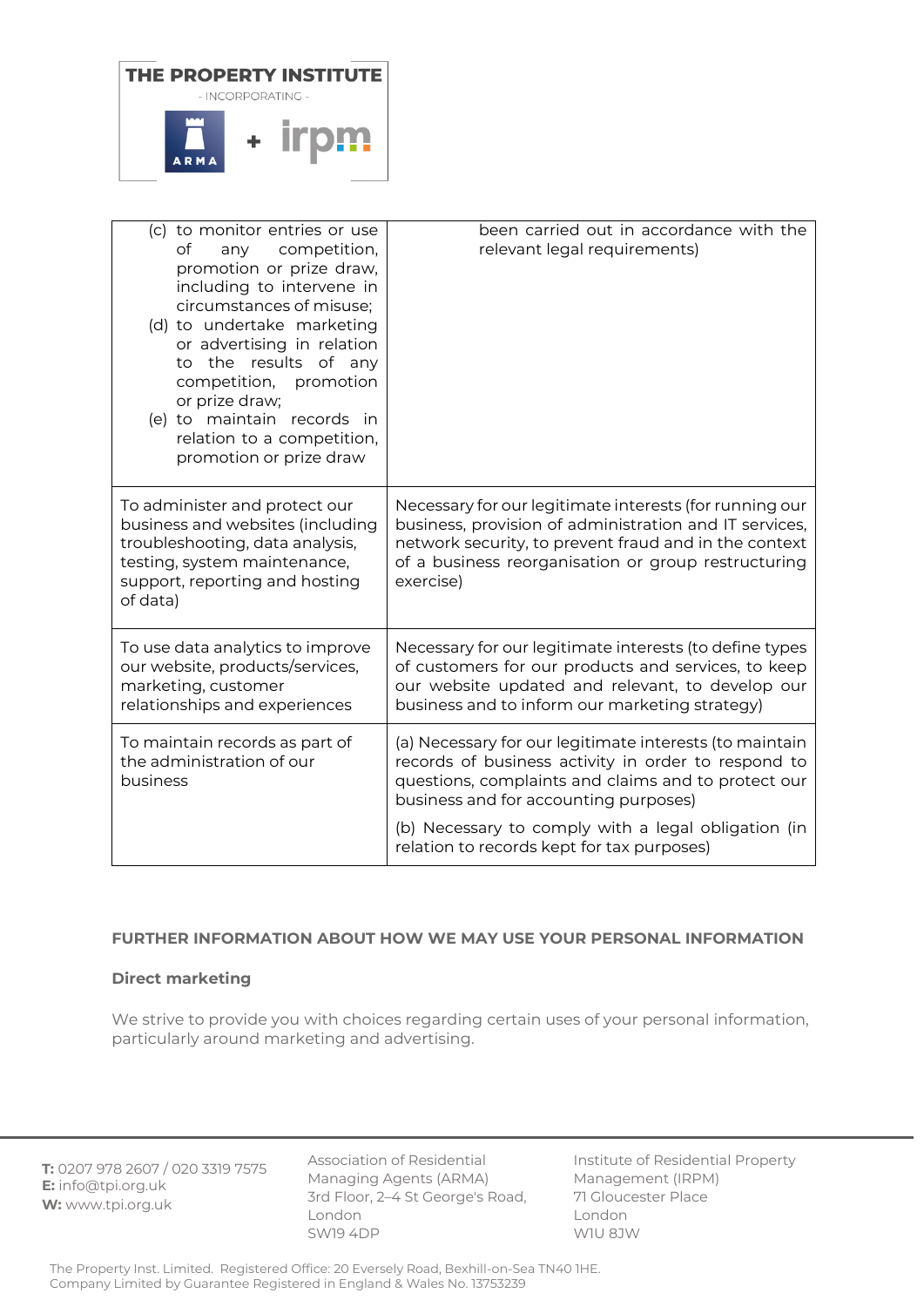| | |
|---|---|
| (c) to monitor entries or use of any competition, promotion or prize draw, including to intervene in circumstances of misuse;<br>(d) to undertake marketing or advertising in relation to the results of any competition, promotion or prize draw;<br>(e) to maintain records in relation to a competition, promotion or prize draw | been carried out in accordance with the relevant legal requirements) |
| To administer and protect our business and websites (including troubleshooting, data analysis, testing, system maintenance, support, reporting and hosting of data) | Necessary for our legitimate interests (for running our business, provision of administration and IT services, network security, to prevent fraud and in the context of a business reorganisation or group restructuring exercise) |
| To use data analytics to improve our website, products/services, marketing, customer relationships and experiences | Necessary for our legitimate interests (to define types of customers for our products and services, to keep our website updated and relevant, to develop our business and to inform our marketing strategy) |
| To maintain records as part of the administration of our business | (a) Necessary for our legitimate interests (to maintain records of business activity in order to respond to questions, complaints and claims and to protect our business and for accounting purposes)<br>(b) Necessary to comply with a legal obligation (in relation to records kept for tax purposes) |

## FURTHER INFORMATION ABOUT HOW WE MAY USE YOUR PERSONAL INFORMATION

### Direct marketing

We strive to provide you with choices regarding certain uses of your personal information, particularly around marketing and advertising.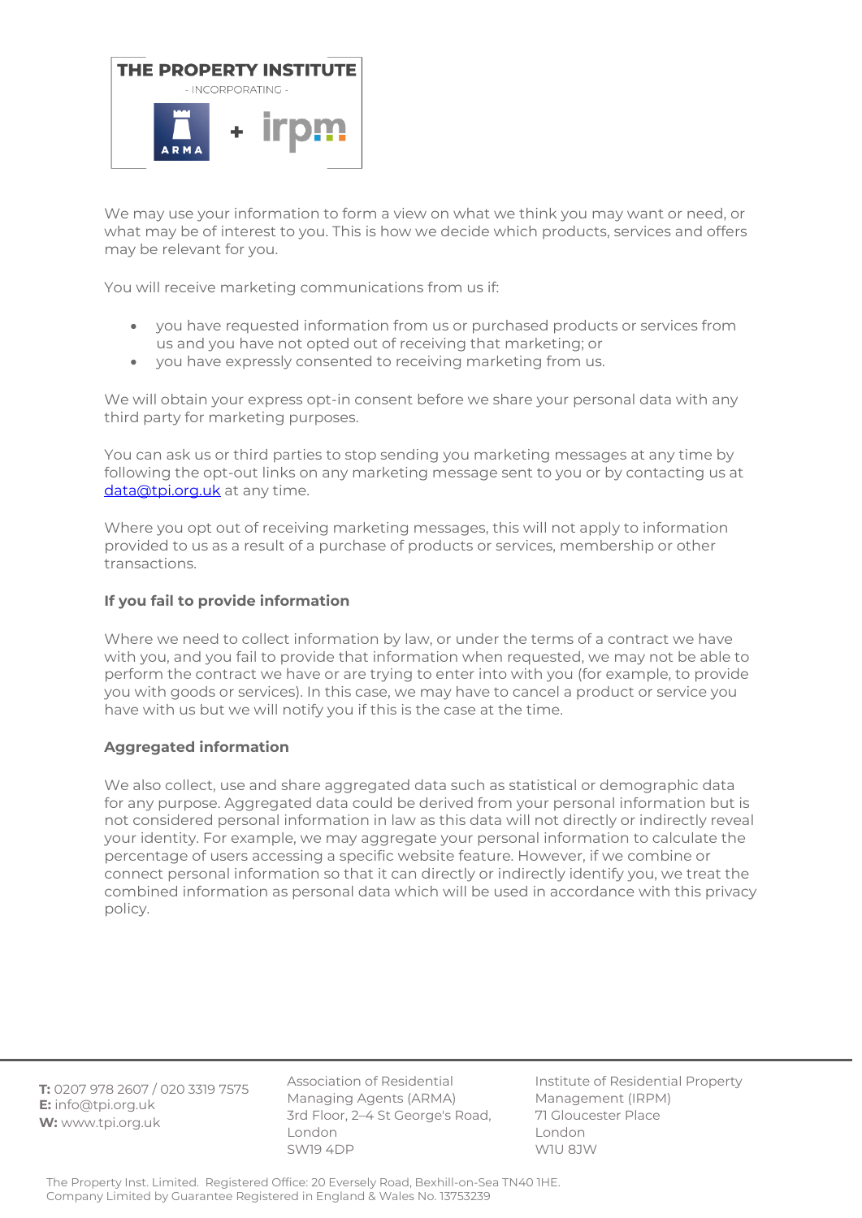We may use your information to form a view on what we think you may want or need, or what may be of interest to you. This is how we decide which products, services and offers may be relevant for you.

You will receive marketing communications from us if:

- you have requested information from us or purchased products or services from us and you have not opted out of receiving that marketing; or
- you have expressly consented to receiving marketing from us.

We will obtain your express opt-in consent before we share your personal data with any third party for marketing purposes.

You can ask us or third parties to stop sending you marketing messages at any time by following the opt-out links on any marketing message sent to you or by contacting us at data@tpi.org.uk at any time.

Where you opt out of receiving marketing messages, this will not apply to information provided to us as a result of a purchase of products or services, membership or other transactions.

**If you fail to provide information**

Where we need to collect information by law, or under the terms of a contract we have with you, and you fail to provide that information when requested, we may not be able to perform the contract we have or are trying to enter into with you (for example, to provide you with goods or services). In this case, we may have to cancel a product or service you have with us but we will notify you if this is the case at the time.

**Aggregated information**

We also collect, use and share aggregated data such as statistical or demographic data for any purpose. Aggregated data could be derived from your personal information but is not considered personal information in law as this data will not directly or indirectly reveal your identity. For example, we may aggregate your personal information to calculate the percentage of users accessing a specific website feature. However, if we combine or connect personal information so that it can directly or indirectly identify you, we treat the combined information as personal data which will be used in accordance with this privacy policy.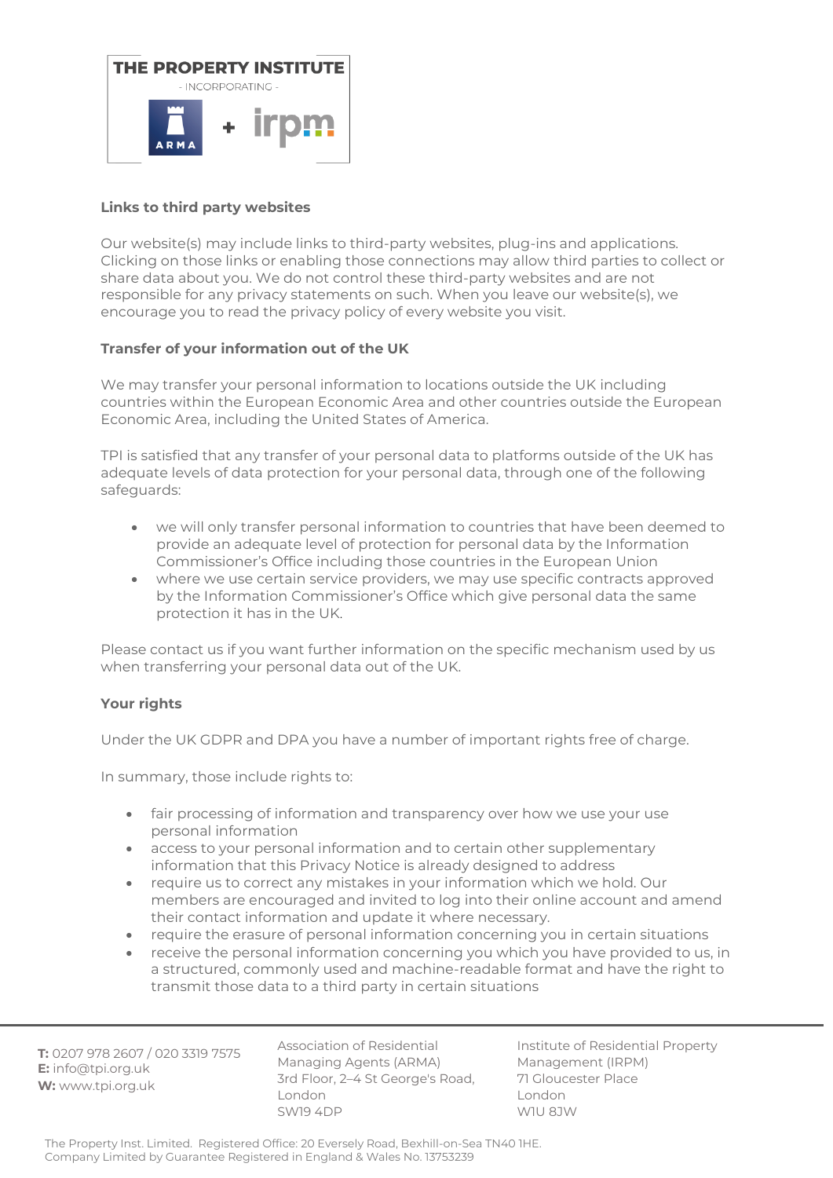**Links to third party websites**

Our website(s) may include links to third-party websites, plug-ins and applications. Clicking on those links or enabling those connections may allow third parties to collect or share data about you. We do not control these third-party websites and are not responsible for any privacy statements on such. When you leave our website(s), we encourage you to read the privacy policy of every website you visit.

**Transfer of your information out of the UK**

We may transfer your personal information to locations outside the UK including countries within the European Economic Area and other countries outside the European Economic Area, including the United States of America.

TPI is satisfied that any transfer of your personal data to platforms outside of the UK has adequate levels of data protection for your personal data, through one of the following safeguards:

- we will only transfer personal information to countries that have been deemed to provide an adequate level of protection for personal data by the Information Commissioner's Office including those countries in the European Union
- where we use certain service providers, we may use specific contracts approved by the Information Commissioner's Office which give personal data the same protection it has in the UK.

Please contact us if you want further information on the specific mechanism used by us when transferring your personal data out of the UK.

**Your rights**

Under the UK GDPR and DPA you have a number of important rights free of charge.

In summary, those include rights to:

- fair processing of information and transparency over how we use your use personal information
- access to your personal information and to certain other supplementary information that this Privacy Notice is already designed to address
- require us to correct any mistakes in your information which we hold. Our members are encouraged and invited to log into their online account and amend their contact information and update it where necessary.
- require the erasure of personal information concerning you in certain situations
- receive the personal information concerning you which you have provided to us, in a structured, commonly used and machine-readable format and have the right to transmit those data to a third party in certain situations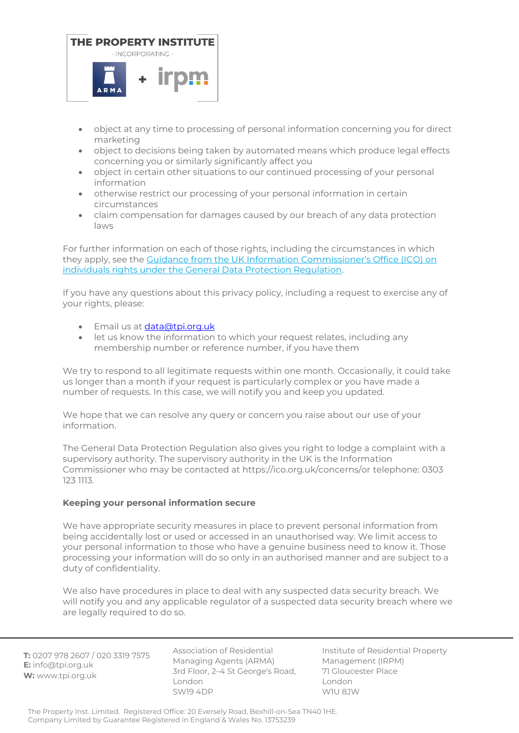- object at any time to processing of personal information concerning you for direct marketing
- object to decisions being taken by automated means which produce legal effects concerning you or similarly significantly affect you
- object in certain other situations to our continued processing of your personal information
- otherwise restrict our processing of your personal information in certain circumstances
- claim compensation for damages caused by our breach of any data protection laws

For further information on each of those rights, including the circumstances in which they apply, see the [Guidance from the UK Information Commissioner's Office (ICO) on individuals rights under the General Data Protection Regulation](https://ico.org.uk).

If you have any questions about this privacy policy, including a request to exercise any of your rights, please:

- Email us at data@tpi.org.uk
- let us know the information to which your request relates, including any membership number or reference number, if you have them

We try to respond to all legitimate requests within one month. Occasionally, it could take us longer than a month if your request is particularly complex or you have made a number of requests. In this case, we will notify you and keep you updated.

We hope that we can resolve any query or concern you raise about our use of your information.

The General Data Protection Regulation also gives you right to lodge a complaint with a supervisory authority. The supervisory authority in the UK is the Information Commissioner who may be contacted at https://ico.org.uk/concerns/or telephone: 0303 123 1113.

**Keeping your personal information secure**

We have appropriate security measures in place to prevent personal information from being accidentally lost or used or accessed in an unauthorised way. We limit access to your personal information to those who have a genuine business need to know it. Those processing your information will do so only in an authorised manner and are subject to a duty of confidentiality.

We also have procedures in place to deal with any suspected data security breach. We will notify you and any applicable regulator of a suspected data security breach where we are legally required to do so.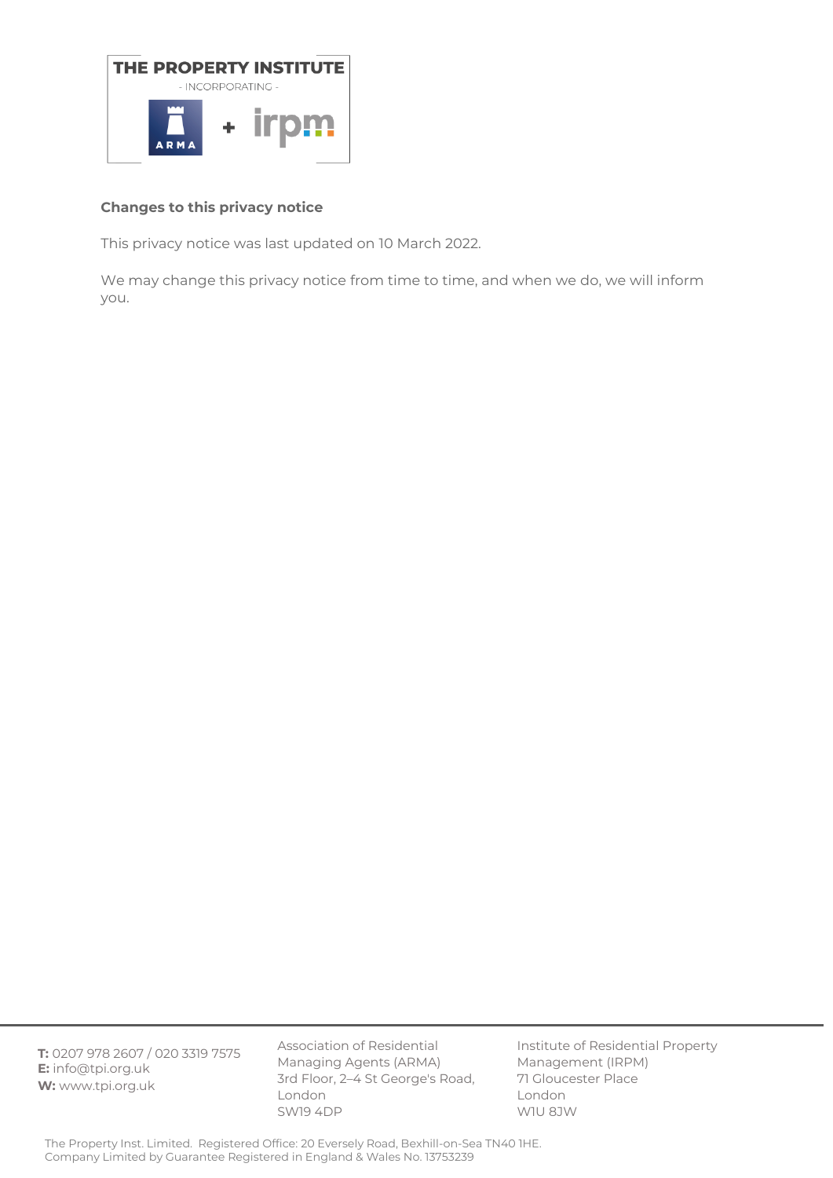### Changes to this privacy notice

This privacy notice was last updated on 10 March 2022.

We may change this privacy notice from time to time, and when we do, we will inform you.